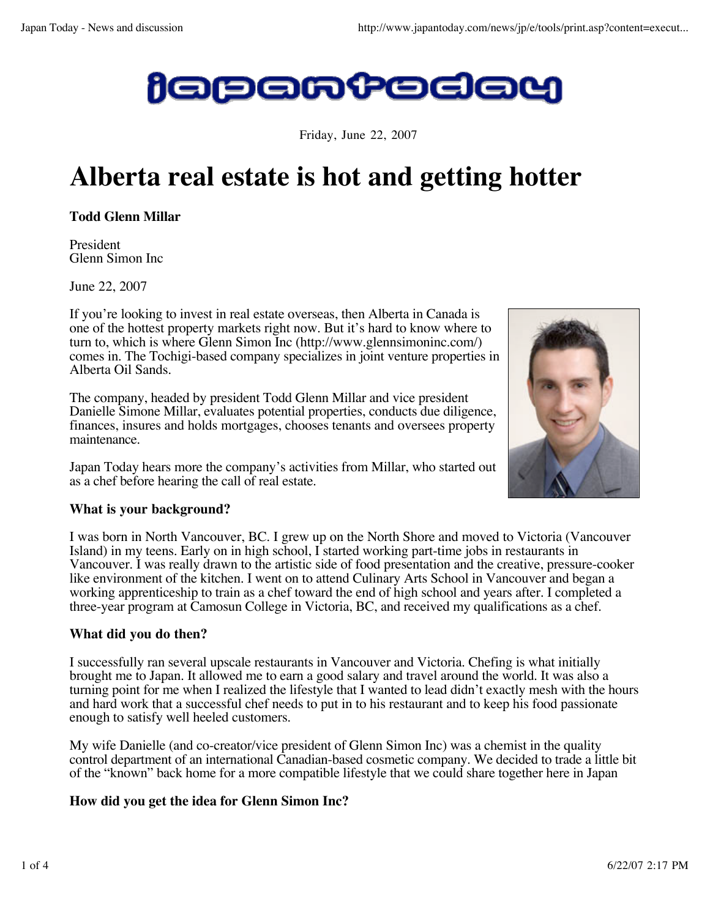japantoday

Friday, June 22, 2007

# Alberta real estate is hot and getting hotter

**Todd Glenn Millar**

President
Glenn Simon Inc

June 22, 2007

If you're looking to invest in real estate overseas, then Alberta in Canada is one of the hottest property markets right now. But it's hard to know where to turn to, which is where Glenn Simon Inc (http://www.glennsimoninc.com/) comes in. The Tochigi-based company specializes in joint venture properties in Alberta Oil Sands.

The company, headed by president Todd Glenn Millar and vice president Danielle Simone Millar, evaluates potential properties, conducts due diligence, finances, insures and holds mortgages, chooses tenants and oversees property maintenance.

Japan Today hears more the company's activities from Millar, who started out as a chef before hearing the call of real estate.

**What is your background?**

I was born in North Vancouver, BC. I grew up on the North Shore and moved to Victoria (Vancouver Island) in my teens. Early on in high school, I started working part-time jobs in restaurants in Vancouver. I was really drawn to the artistic side of food presentation and the creative, pressure-cooker like environment of the kitchen. I went on to attend Culinary Arts School in Vancouver and began a working apprenticeship to train as a chef toward the end of high school and years after. I completed a three-year program at Camosun College in Victoria, BC, and received my qualifications as a chef.

**What did you do then?**

I successfully ran several upscale restaurants in Vancouver and Victoria. Chefing is what initially brought me to Japan. It allowed me to earn a good salary and travel around the world. It was also a turning point for me when I realized the lifestyle that I wanted to lead didn't exactly mesh with the hours and hard work that a successful chef needs to put in to his restaurant and to keep his food passionate enough to satisfy well heeled customers.

My wife Danielle (and co-creator/vice president of Glenn Simon Inc) was a chemist in the quality control department of an international Canadian-based cosmetic company. We decided to trade a little bit of the "known" back home for a more compatible lifestyle that we could share together here in Japan

**How did you get the idea for Glenn Simon Inc?**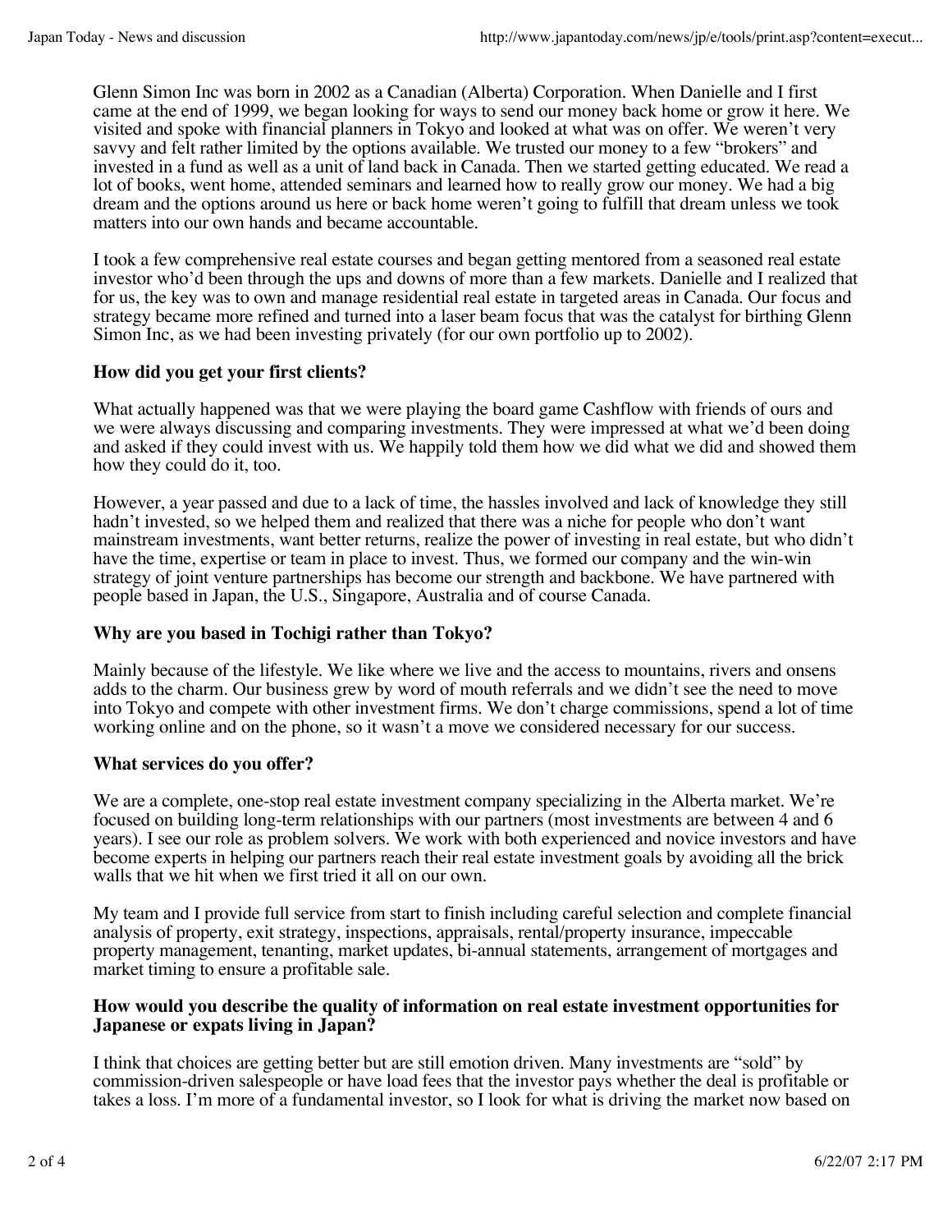Glenn Simon Inc was born in 2002 as a Canadian (Alberta) Corporation. When Danielle and I first came at the end of 1999, we began looking for ways to send our money back home or grow it here. We visited and spoke with financial planners in Tokyo and looked at what was on offer. We weren't very savvy and felt rather limited by the options available. We trusted our money to a few "brokers" and invested in a fund as well as a unit of land back in Canada. Then we started getting educated. We read a lot of books, went home, attended seminars and learned how to really grow our money. We had a big dream and the options around us here or back home weren't going to fulfill that dream unless we took matters into our own hands and became accountable.

I took a few comprehensive real estate courses and began getting mentored from a seasoned real estate investor who'd been through the ups and downs of more than a few markets. Danielle and I realized that for us, the key was to own and manage residential real estate in targeted areas in Canada. Our focus and strategy became more refined and turned into a laser beam focus that was the catalyst for birthing Glenn Simon Inc, as we had been investing privately (for our own portfolio up to 2002).

**How did you get your first clients?**

What actually happened was that we were playing the board game Cashflow with friends of ours and we were always discussing and comparing investments. They were impressed at what we'd been doing and asked if they could invest with us. We happily told them how we did what we did and showed them how they could do it, too.

However, a year passed and due to a lack of time, the hassles involved and lack of knowledge they still hadn't invested, so we helped them and realized that there was a niche for people who don't want mainstream investments, want better returns, realize the power of investing in real estate, but who didn't have the time, expertise or team in place to invest. Thus, we formed our company and the win-win strategy of joint venture partnerships has become our strength and backbone. We have partnered with people based in Japan, the U.S., Singapore, Australia and of course Canada.

**Why are you based in Tochigi rather than Tokyo?**

Mainly because of the lifestyle. We like where we live and the access to mountains, rivers and onsens adds to the charm. Our business grew by word of mouth referrals and we didn't see the need to move into Tokyo and compete with other investment firms. We don't charge commissions, spend a lot of time working online and on the phone, so it wasn't a move we considered necessary for our success.

**What services do you offer?**

We are a complete, one-stop real estate investment company specializing in the Alberta market. We're focused on building long-term relationships with our partners (most investments are between 4 and 6 years). I see our role as problem solvers. We work with both experienced and novice investors and have become experts in helping our partners reach their real estate investment goals by avoiding all the brick walls that we hit when we first tried it all on our own.

My team and I provide full service from start to finish including careful selection and complete financial analysis of property, exit strategy, inspections, appraisals, rental/property insurance, impeccable property management, tenanting, market updates, bi-annual statements, arrangement of mortgages and market timing to ensure a profitable sale.

**How would you describe the quality of information on real estate investment opportunities for Japanese or expats living in Japan?**

I think that choices are getting better but are still emotion driven. Many investments are "sold" by commission-driven salespeople or have load fees that the investor pays whether the deal is profitable or takes a loss. I'm more of a fundamental investor, so I look for what is driving the market now based on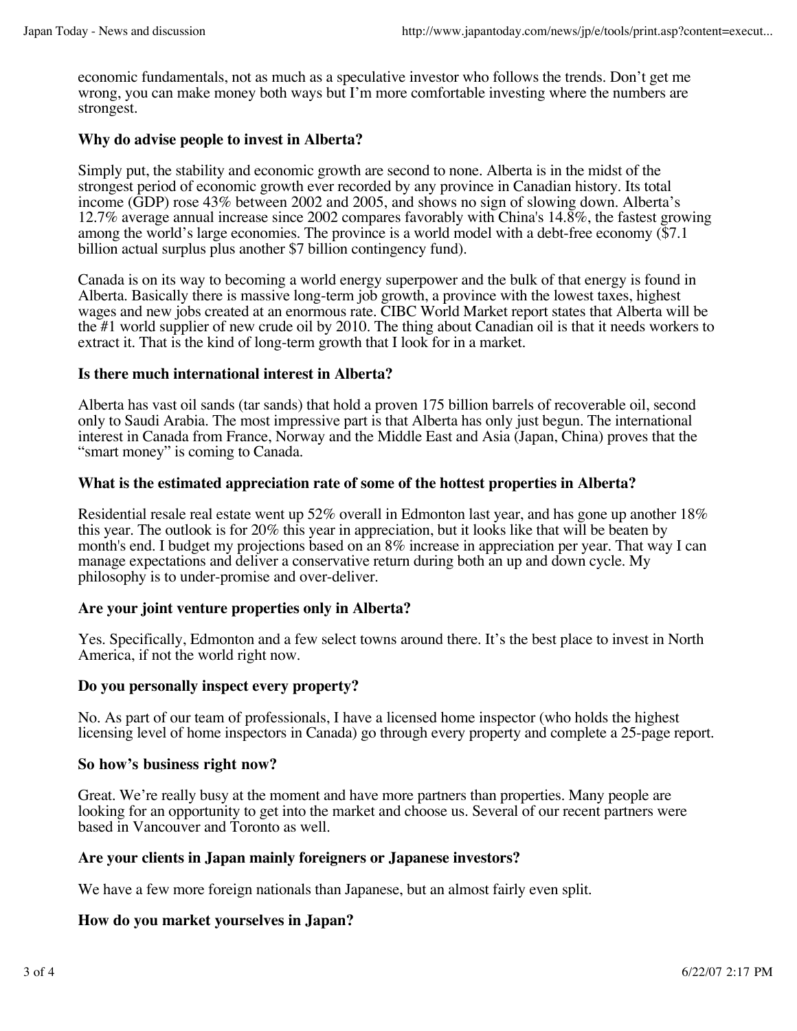economic fundamentals, not as much as a speculative investor who follows the trends. Don't get me wrong, you can make money both ways but I'm more comfortable investing where the numbers are strongest.

**Why do advise people to invest in Alberta?**

Simply put, the stability and economic growth are second to none. Alberta is in the midst of the strongest period of economic growth ever recorded by any province in Canadian history. Its total income (GDP) rose 43% between 2002 and 2005, and shows no sign of slowing down. Alberta's 12.7% average annual increase since 2002 compares favorably with China's 14.8%, the fastest growing among the world's large economies. The province is a world model with a debt-free economy ($7.1 billion actual surplus plus another $7 billion contingency fund).

Canada is on its way to becoming a world energy superpower and the bulk of that energy is found in Alberta. Basically there is massive long-term job growth, a province with the lowest taxes, highest wages and new jobs created at an enormous rate. CIBC World Market report states that Alberta will be the #1 world supplier of new crude oil by 2010. The thing about Canadian oil is that it needs workers to extract it. That is the kind of long-term growth that I look for in a market.

**Is there much international interest in Alberta?**

Alberta has vast oil sands (tar sands) that hold a proven 175 billion barrels of recoverable oil, second only to Saudi Arabia. The most impressive part is that Alberta has only just begun. The international interest in Canada from France, Norway and the Middle East and Asia (Japan, China) proves that the "smart money" is coming to Canada.

**What is the estimated appreciation rate of some of the hottest properties in Alberta?**

Residential resale real estate went up 52% overall in Edmonton last year, and has gone up another 18% this year. The outlook is for 20% this year in appreciation, but it looks like that will be beaten by month's end. I budget my projections based on an 8% increase in appreciation per year. That way I can manage expectations and deliver a conservative return during both an up and down cycle. My philosophy is to under-promise and over-deliver.

**Are your joint venture properties only in Alberta?**

Yes. Specifically, Edmonton and a few select towns around there. It's the best place to invest in North America, if not the world right now.

**Do you personally inspect every property?**

No. As part of our team of professionals, I have a licensed home inspector (who holds the highest licensing level of home inspectors in Canada) go through every property and complete a 25-page report.

**So how's business right now?**

Great. We're really busy at the moment and have more partners than properties. Many people are looking for an opportunity to get into the market and choose us. Several of our recent partners were based in Vancouver and Toronto as well.

**Are your clients in Japan mainly foreigners or Japanese investors?**

We have a few more foreign nationals than Japanese, but an almost fairly even split.

**How do you market yourselves in Japan?**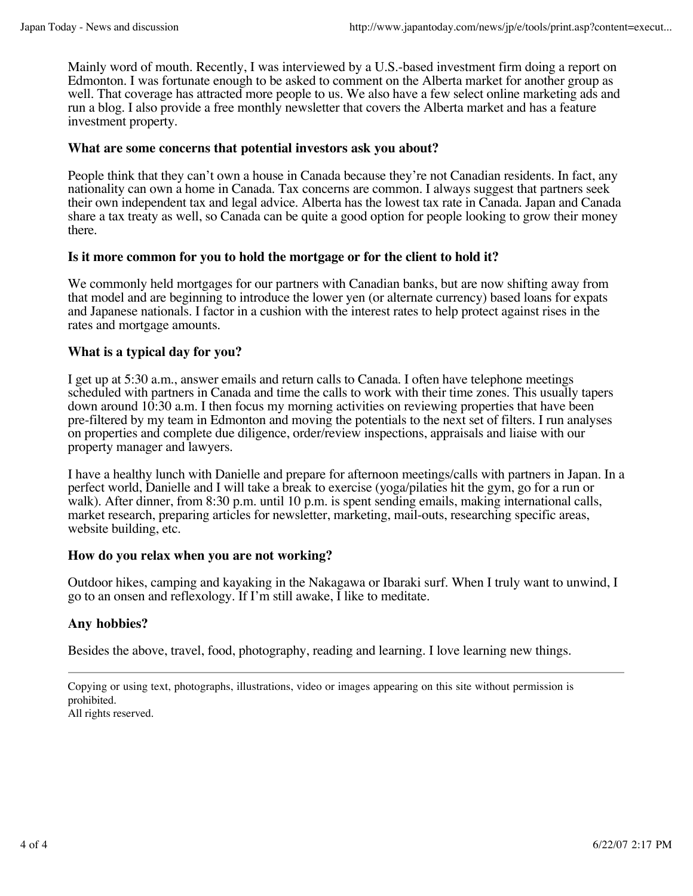Mainly word of mouth. Recently, I was interviewed by a U.S.-based investment firm doing a report on Edmonton. I was fortunate enough to be asked to comment on the Alberta market for another group as well. That coverage has attracted more people to us. We also have a few select online marketing ads and run a blog. I also provide a free monthly newsletter that covers the Alberta market and has a feature investment property.

**What are some concerns that potential investors ask you about?**

People think that they can't own a house in Canada because they're not Canadian residents. In fact, any nationality can own a home in Canada. Tax concerns are common. I always suggest that partners seek their own independent tax and legal advice. Alberta has the lowest tax rate in Canada. Japan and Canada share a tax treaty as well, so Canada can be quite a good option for people looking to grow their money there.

**Is it more common for you to hold the mortgage or for the client to hold it?**

We commonly held mortgages for our partners with Canadian banks, but are now shifting away from that model and are beginning to introduce the lower yen (or alternate currency) based loans for expats and Japanese nationals. I factor in a cushion with the interest rates to help protect against rises in the rates and mortgage amounts.

**What is a typical day for you?**

I get up at 5:30 a.m., answer emails and return calls to Canada. I often have telephone meetings scheduled with partners in Canada and time the calls to work with their time zones. This usually tapers down around 10:30 a.m. I then focus my morning activities on reviewing properties that have been pre-filtered by my team in Edmonton and moving the potentials to the next set of filters. I run analyses on properties and complete due diligence, order/review inspections, appraisals and liaise with our property manager and lawyers.

I have a healthy lunch with Danielle and prepare for afternoon meetings/calls with partners in Japan. In a perfect world, Danielle and I will take a break to exercise (yoga/pilaties hit the gym, go for a run or walk). After dinner, from 8:30 p.m. until 10 p.m. is spent sending emails, making international calls, market research, preparing articles for newsletter, marketing, mail-outs, researching specific areas, website building, etc.

**How do you relax when you are not working?**

Outdoor hikes, camping and kayaking in the Nakagawa or Ibaraki surf. When I truly want to unwind, I go to an onsen and reflexology. If I'm still awake, I like to meditate.

**Any hobbies?**

Besides the above, travel, food, photography, reading and learning. I love learning new things.

---

Copying or using text, photographs, illustrations, video or images appearing on this site without permission is prohibited.
All rights reserved.